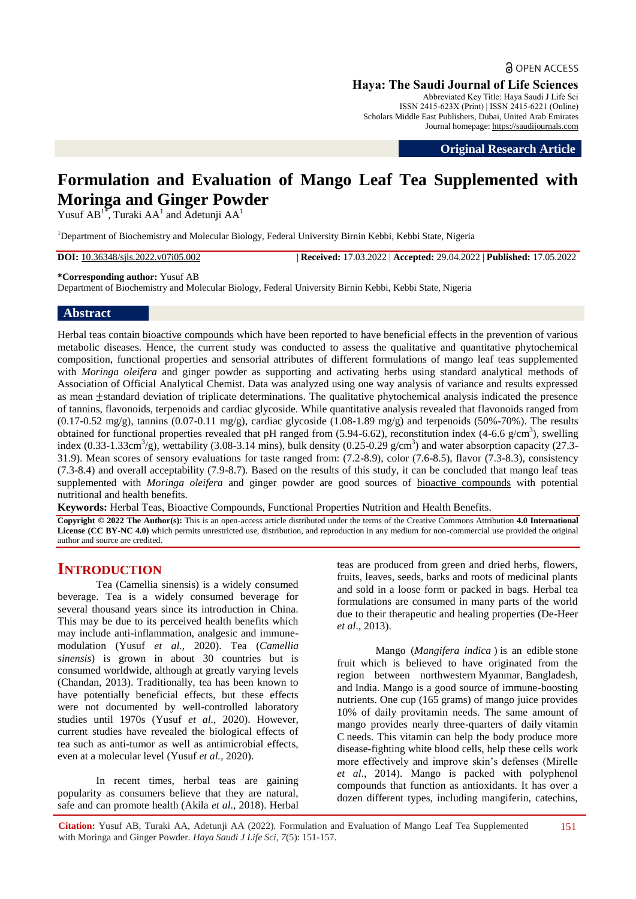OPEN ACCESS

**Haya: The Saudi Journal of Life Sciences**

Abbreviated Key Title: Haya Saudi J Life Sci
ISSN 2415-623X (Print) | ISSN 2415-6221 (Online)
Scholars Middle East Publishers, Dubai, United Arab Emirates
Journal homepage: https://saudijournals.com

**Original Research Article**

# Formulation and Evaluation of Mango Leaf Tea Supplemented with Moringa and Ginger Powder

Yusuf AB[1*], Turaki AA[1] and Adetunji AA[1]

[1]Department of Biochemistry and Molecular Biology, Federal University Birnin Kebbi, Kebbi State, Nigeria

**DOI:** 10.36348/sjls.2022.v07i05.002 | **Received:** 17.03.2022 | **Accepted:** 29.04.2022 | **Published:** 17.05.2022

**\*Corresponding author:** Yusuf AB
Department of Biochemistry and Molecular Biology, Federal University Birnin Kebbi, Kebbi State, Nigeria

## Abstract

Herbal teas contain bioactive compounds which have been reported to have beneficial effects in the prevention of various metabolic diseases. Hence, the current study was conducted to assess the qualitative and quantitative phytochemical composition, functional properties and sensorial attributes of different formulations of mango leaf teas supplemented with *Moringa oleifera* and ginger powder as supporting and activating herbs using standard analytical methods of Association of Official Analytical Chemist. Data was analyzed using one way analysis of variance and results expressed as mean ±standard deviation of triplicate determinations. The qualitative phytochemical analysis indicated the presence of tannins, flavonoids, terpenoids and cardiac glycoside. While quantitative analysis revealed that flavonoids ranged from (0.17-0.52 mg/g), tannins (0.07-0.11 mg/g), cardiac glycoside (1.08-1.89 mg/g) and terpenoids (50%-70%). The results obtained for functional properties revealed that pH ranged from (5.94-6.62), reconstitution index (4-6.6 g/cm$^3$), swelling index (0.33-1.33cm$^3$/g), wettability (3.08-3.14 mins), bulk density (0.25-0.29 g/cm$^3$) and water absorption capacity (27.3-31.9). Mean scores of sensory evaluations for taste ranged from: (7.2-8.9), color (7.6-8.5), flavor (7.3-8.3), consistency (7.3-8.4) and overall acceptability (7.9-8.7). Based on the results of this study, it can be concluded that mango leaf teas supplemented with *Moringa oleifera* and ginger powder are good sources of bioactive compounds with potential nutritional and health benefits.

**Keywords:** Herbal Teas, Bioactive Compounds, Functional Properties Nutrition and Health Benefits.

**Copyright © 2022 The Author(s):** This is an open-access article distributed under the terms of the Creative Commons Attribution **4.0 International License (CC BY-NC 4.0)** which permits unrestricted use, distribution, and reproduction in any medium for non-commercial use provided the original author and source are credited.

## INTRODUCTION

Tea (Camellia sinensis) is a widely consumed beverage. Tea is a widely consumed beverage for several thousand years since its introduction in China. This may be due to its perceived health benefits which may include anti-inflammation, analgesic and immune-modulation (Yusuf *et al.,* 2020). Tea (*Camellia sinensis*) is grown in about 30 countries but is consumed worldwide, although at greatly varying levels (Chandan, 2013). Traditionally, tea has been known to have potentially beneficial effects, but these effects were not documented by well-controlled laboratory studies until 1970s (Yusuf *et al.,* 2020). However, current studies have revealed the biological effects of tea such as anti-tumor as well as antimicrobial effects, even at a molecular level (Yusuf *et al.,* 2020).

In recent times, herbal teas are gaining popularity as consumers believe that they are natural, safe and can promote health (Akila *et al*., 2018). Herbal teas are produced from green and dried herbs, flowers, fruits, leaves, seeds, barks and roots of medicinal plants and sold in a loose form or packed in bags. Herbal tea formulations are consumed in many parts of the world due to their therapeutic and healing properties (De-Heer *et al*., 2013).

Mango (*Mangifera indica* ) is an edible stone fruit which is believed to have originated from the region between northwestern Myanmar, Bangladesh, and India. Mango is a good source of immune-boosting nutrients. One cup (165 grams) of mango juice provides 10% of daily provitamin needs. The same amount of mango provides nearly three-quarters of daily vitamin C needs. This vitamin can help the body produce more disease-fighting white blood cells, help these cells work more effectively and improve skin's defenses (Mirelle *et al*., 2014). Mango is packed with polyphenol compounds that function as antioxidants. It has over a dozen different types, including mangiferin, catechins,

**Citation:** Yusuf AB, Turaki AA, Adetunji AA (2022). Formulation and Evaluation of Mango Leaf Tea Supplemented with Moringa and Ginger Powder. *Haya Saudi J Life Sci, 7*(5): 151-157.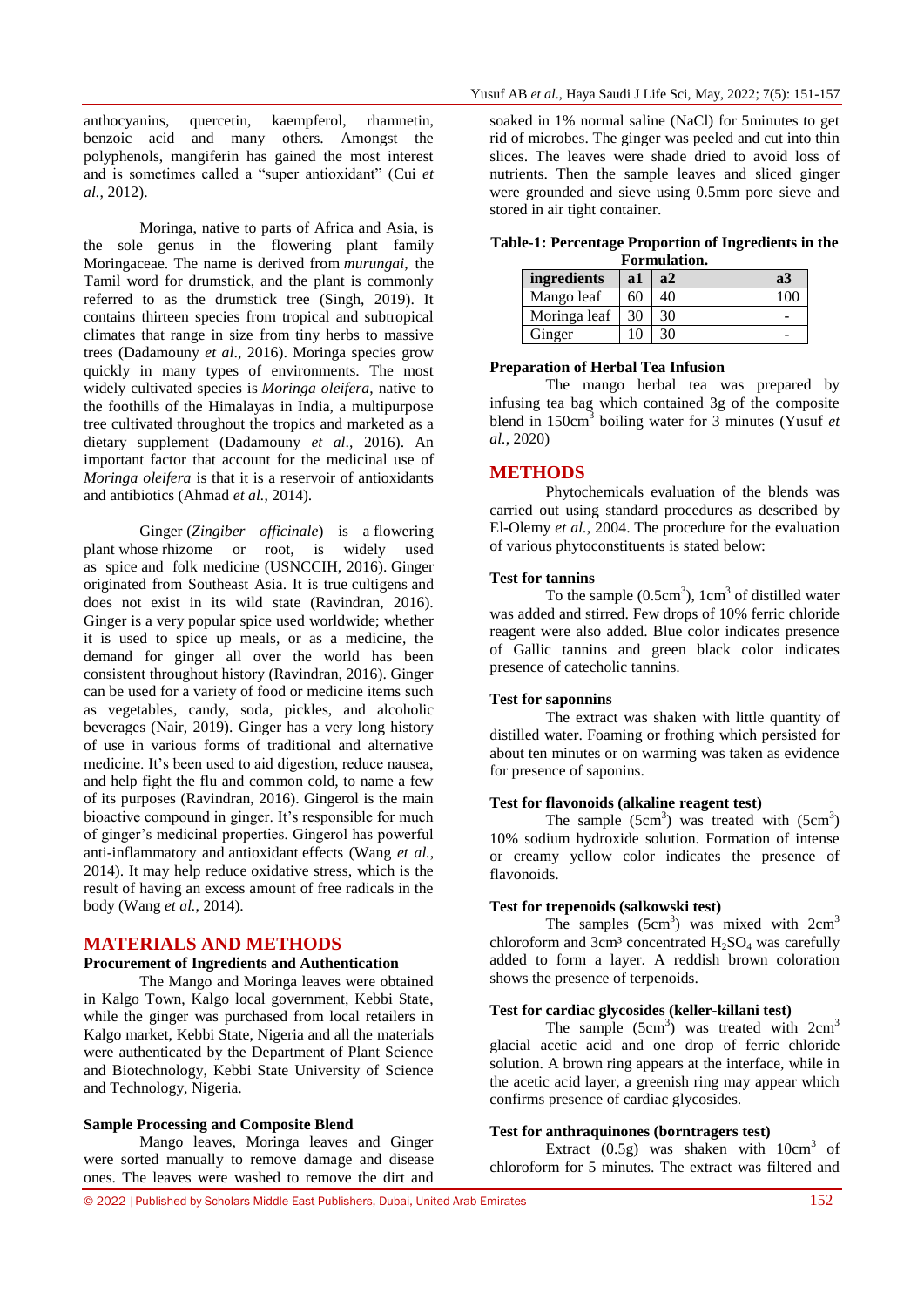anthocyanins, quercetin, kaempferol, rhamnetin, benzoic acid and many others. Amongst the polyphenols, mangiferin has gained the most interest and is sometimes called a "super antioxidant" (Cui *et al.*, 2012).

Moringa, native to parts of Africa and Asia, is the sole genus in the flowering plant family Moringaceae. The name is derived from *murungai*, the Tamil word for drumstick, and the plant is commonly referred to as the drumstick tree (Singh, 2019). It contains thirteen species from tropical and subtropical climates that range in size from tiny herbs to massive trees (Dadamouny *et al*., 2016). Moringa species grow quickly in many types of environments. The most widely cultivated species is *Moringa oleifera*, native to the foothills of the Himalayas in India, a multipurpose tree cultivated throughout the tropics and marketed as a dietary supplement (Dadamouny *et al*., 2016). An important factor that account for the medicinal use of *Moringa oleifera* is that it is a reservoir of antioxidants and antibiotics (Ahmad *et al.*, 2014).

Ginger (*Zingiber officinale*) is a flowering plant whose rhizome or root, is widely used as spice and folk medicine (USNCCIH, 2016). Ginger originated from Southeast Asia. It is true cultigens and does not exist in its wild state (Ravindran, 2016). Ginger is a very popular spice used worldwide; whether it is used to spice up meals, or as a medicine, the demand for ginger all over the world has been consistent throughout history (Ravindran, 2016). Ginger can be used for a variety of food or medicine items such as vegetables, candy, soda, pickles, and alcoholic beverages (Nair, 2019). Ginger has a very long history of use in various forms of traditional and alternative medicine. It's been used to aid digestion, reduce nausea, and help fight the flu and common cold, to name a few of its purposes (Ravindran, 2016). Gingerol is the main bioactive compound in ginger. It's responsible for much of ginger's medicinal properties. Gingerol has powerful anti-inflammatory and antioxidant effects (Wang *et al.*, 2014). It may help reduce oxidative stress, which is the result of having an excess amount of free radicals in the body (Wang *et al.*, 2014).

## MATERIALS AND METHODS

### Procurement of Ingredients and Authentication

The Mango and Moringa leaves were obtained in Kalgo Town, Kalgo local government, Kebbi State, while the ginger was purchased from local retailers in Kalgo market, Kebbi State, Nigeria and all the materials were authenticated by the Department of Plant Science and Biotechnology, Kebbi State University of Science and Technology, Nigeria.

### Sample Processing and Composite Blend

Mango leaves, Moringa leaves and Ginger were sorted manually to remove damage and disease ones. The leaves were washed to remove the dirt and soaked in 1% normal saline (NaCl) for 5minutes to get rid of microbes. The ginger was peeled and cut into thin slices. The leaves were shade dried to avoid loss of nutrients. Then the sample leaves and sliced ginger were grounded and sieve using 0.5mm pore sieve and stored in air tight container.

**Table-1: Percentage Proportion of Ingredients in the Formulation.**

| ingredients | a1 | a2 | a3 |
|---|---|---|---|
| Mango leaf | 60 | 40 | 100 |
| Moringa leaf | 30 | 30 | - |
| Ginger | 10 | 30 | - |

### Preparation of Herbal Tea Infusion

The mango herbal tea was prepared by infusing tea bag which contained 3g of the composite blend in 150cm$^3$ boiling water for 3 minutes (Yusuf *et al.*, 2020)

## METHODS

Phytochemicals evaluation of the blends was carried out using standard procedures as described by El-Olemy *et al.*, 2004. The procedure for the evaluation of various phytoconstituents is stated below:

### Test for tannins

To the sample (0.5cm$^3$), 1cm$^3$ of distilled water was added and stirred. Few drops of 10% ferric chloride reagent were also added. Blue color indicates presence of Gallic tannins and green black color indicates presence of catecholic tannins.

### Test for saponnins

The extract was shaken with little quantity of distilled water. Foaming or frothing which persisted for about ten minutes or on warming was taken as evidence for presence of saponins.

### Test for flavonoids (alkaline reagent test)

The sample (5cm$^3$) was treated with (5cm$^3$) 10% sodium hydroxide solution. Formation of intense or creamy yellow color indicates the presence of flavonoids.

### Test for trepenoids (salkowski test)

The samples (5cm$^3$) was mixed with 2cm$^3$ chloroform and 3cm$^3$ concentrated $H_2SO_4$ was carefully added to form a layer. A reddish brown coloration shows the presence of terpenoids.

### Test for cardiac glycosides (keller-killani test)

The sample (5cm$^3$) was treated with 2cm$^3$ glacial acetic acid and one drop of ferric chloride solution. A brown ring appears at the interface, while in the acetic acid layer, a greenish ring may appear which confirms presence of cardiac glycosides.

### Test for anthraquinones (borntragers test)

Extract (0.5g) was shaken with 10cm$^3$ of chloroform for 5 minutes. The extract was filtered and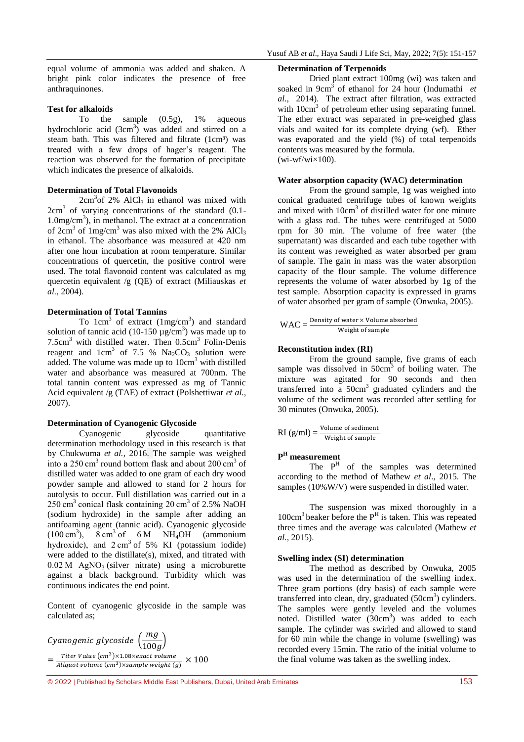equal volume of ammonia was added and shaken. A bright pink color indicates the presence of free anthraquinones.

**Test for alkaloids**

To the sample (0.5g), 1% aqueous hydrochloric acid (3cm$^3$) was added and stirred on a steam bath. This was filtered and filtrate (1cm³) was treated with a few drops of hager's reagent. The reaction was observed for the formation of precipitate which indicates the presence of alkaloids.

**Determination of Total Flavonoids**

2cm$^3$of 2% $AlCl_3$ in ethanol was mixed with 2cm$^3$ of varying concentrations of the standard (0.1-1.0mg/cm$^3$), in methanol. The extract at a concentration of 2cm$^3$ of 1mg/cm$^3$ was also mixed with the 2% $AlCl_3$ in ethanol. The absorbance was measured at 420 nm after one hour incubation at room temperature. Similar concentrations of quercetin, the positive control were used. The total flavonoid content was calculated as mg quercetin equivalent /g (QE) of extract (Miliauskas *et al.,* 2004).

**Determination of Total Tannins**

To 1cm$^3$ of extract (1mg/cm$^3$) and standard solution of tannic acid (10-150 µg/cm$^3$) was made up to 7.5cm$^3$ with distilled water. Then 0.5cm$^3$ Folin-Denis reagent and 1cm$^3$ of 7.5 % $Na_2CO_3$ solution were added. The volume was made up to 10cm$^3$ with distilled water and absorbance was measured at 700nm. The total tannin content was expressed as mg of Tannic Acid equivalent /g (TAE) of extract (Polshettiwar *et al.,* 2007).

**Determination of Cyanogenic Glycoside**

Cyanogenic glycoside quantitative determination methodology used in this research is that by Chukwuma *et al.*, 2016. The sample was weighed into a 250 cm$^3$ round bottom flask and about 200 cm$^3$ of distilled water was added to one gram of each dry wood powder sample and allowed to stand for 2 hours for autolysis to occur. Full distillation was carried out in a 250 cm$^3$ conical flask containing 20 cm$^3$ of 2.5% NaOH (sodium hydroxide) in the sample after adding an antifoaming agent (tannic acid). Cyanogenic glycoside (100 cm$^3$), 8 cm$^3$ of 6 M $NH_4OH$ (ammonium hydroxide), and 2 cm$^3$ of 5% KI (potassium iodide) were added to the distillate(s), mixed, and titrated with 0.02 M $AgNO_3$ (silver nitrate) using a microburette against a black background. Turbidity which was continuous indicates the end point.

Content of cyanogenic glycoside in the sample was calculated as;

$$Cyanogenic\ glycoside\ \left(\frac{mg}{100g}\right) = \frac{Titer\ Value\ (cm^3) \times 1.08 \times exact\ volume}{Aliquot\ volume\ (cm^3) \times sample\ weight\ (g)} \times 100$$

**Determination of Terpenoids**

Dried plant extract 100mg (wi) was taken and soaked in 9cm$^3$ of ethanol for 24 hour (Indumathi *et al.,* 2014). The extract after filtration, was extracted with 10cm$^3$ of petroleum ether using separating funnel. The ether extract was separated in pre-weighed glass vials and waited for its complete drying (wf). Ether was evaporated and the yield (%) of total terpenoids contents was measured by the formula.
(wi-wf/wi×100).

**Water absorption capacity (WAC) determination**

From the ground sample, 1g was weighed into conical graduated centrifuge tubes of known weights and mixed with 10cm$^3$ of distilled water for one minute with a glass rod. The tubes were centrifuged at 5000 rpm for 30 min. The volume of free water (the supernatant) was discarded and each tube together with its content was reweighed as water absorbed per gram of sample. The gain in mass was the water absorption capacity of the flour sample. The volume difference represents the volume of water absorbed by 1g of the test sample. Absorption capacity is expressed in grams of water absorbed per gram of sample (Onwuka, 2005).

$$\text{WAC} = \frac{\text{Density of water} \times \text{Volume absorbed}}{\text{Weight of sample}}$$

**Reconstitution index (RI)**

From the ground sample, five grams of each sample was dissolved in 50cm$^3$ of boiling water. The mixture was agitated for 90 seconds and then transferred into a 50cm$^3$ graduated cylinders and the volume of the sediment was recorded after settling for 30 minutes (Onwuka, 2005).

$$\text{RI (g/ml)} = \frac{\text{Volume of sediment}}{\text{Weight of sample}}$$

**P$^H$ measurement**

The P$^H$ of the samples was determined according to the method of Mathew *et al*., 2015. The samples (10%W/V) were suspended in distilled water.

The suspension was mixed thoroughly in a 100cm$^3$ beaker before the P$^H$ is taken. This was repeated three times and the average was calculated (Mathew *et al.,* 2015).

**Swelling index (SI) determination**

The method as described by Onwuka, 2005 was used in the determination of the swelling index. Three gram portions (dry basis) of each sample were transferred into clean, dry, graduated (50cm$^3$) cylinders. The samples were gently leveled and the volumes noted. Distilled water (30cm$^3$) was added to each sample. The cylinder was swirled and allowed to stand for 60 min while the change in volume (swelling) was recorded every 15min. The ratio of the initial volume to the final volume was taken as the swelling index.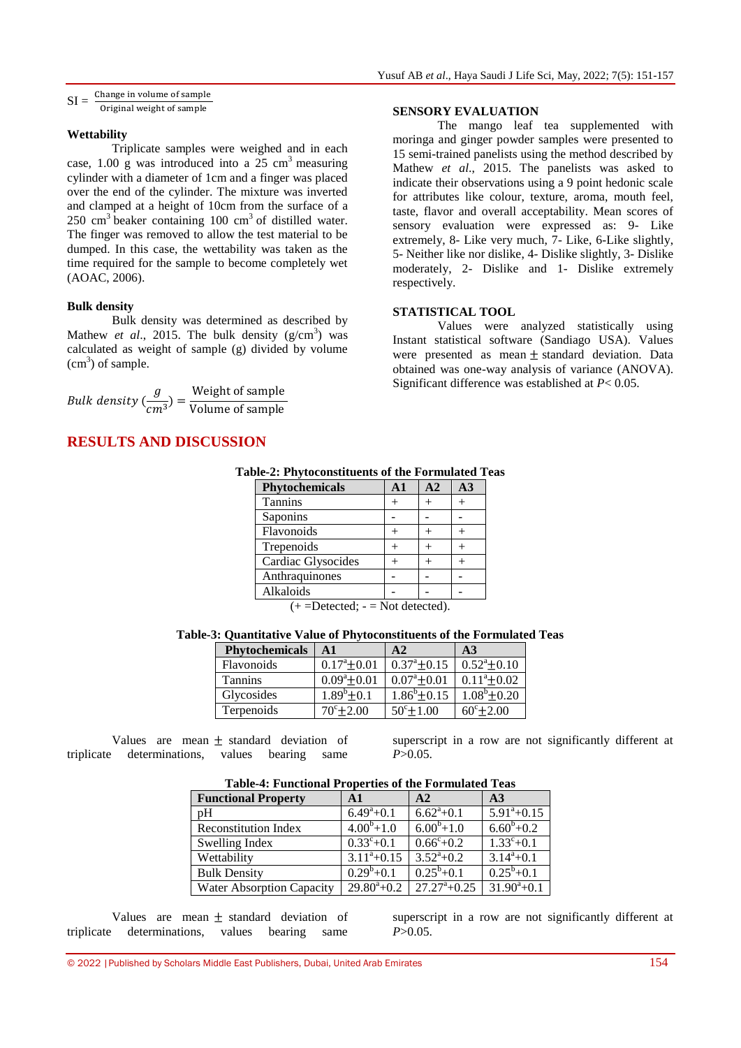$$SI = \frac{\text{Change in volume of sample}}{\text{Original weight of sample}}$$

**Wettability**

Triplicate samples were weighed and in each case, 1.00 g was introduced into a 25 cm$^3$ measuring cylinder with a diameter of 1cm and a finger was placed over the end of the cylinder. The mixture was inverted and clamped at a height of 10cm from the surface of a 250 cm$^3$ beaker containing 100 cm$^3$ of distilled water. The finger was removed to allow the test material to be dumped. In this case, the wettability was taken as the time required for the sample to become completely wet (AOAC, 2006).

**Bulk density**

Bulk density was determined as described by Mathew *et al*., 2015. The bulk density (g/cm$^3$) was calculated as weight of sample (g) divided by volume (cm$^3$) of sample.

$$Bulk\ density\ (\frac{g}{cm^3}) = \frac{\text{Weight of sample}}{\text{Volume of sample}}$$

**SENSORY EVALUATION**

The mango leaf tea supplemented with moringa and ginger powder samples were presented to 15 semi-trained panelists using the method described by Mathew *et al*., 2015. The panelists was asked to indicate their observations using a 9 point hedonic scale for attributes like colour, texture, aroma, mouth feel, taste, flavor and overall acceptability. Mean scores of sensory evaluation were expressed as: 9- Like extremely, 8- Like very much, 7- Like, 6-Like slightly, 5- Neither like nor dislike, 4- Dislike slightly, 3- Dislike moderately, 2- Dislike and 1- Dislike extremely respectively.

**STATISTICAL TOOL**

Values were analyzed statistically using Instant statistical software (Sandiago USA). Values were presented as mean ± standard deviation. Data obtained was one-way analysis of variance (ANOVA). Significant difference was established at $P< 0.05$.

## RESULTS AND DISCUSSION

**Table-2: Phytoconstituents of the Formulated Teas**

| Phytochemicals | A1 | A2 | A3 |
|---|---|---|---|
| Tannins | + | + | + |
| Saponins | - | - | - |
| Flavonoids | + | + | + |
| Trepenoids | + | + | + |
| Cardiac Glysocides | + | + | + |
| Anthraquinones | - | - | - |
| Alkaloids | - | - | - |

(+ =Detected; - = Not detected).

**Table-3: Quantitative Value of Phytoconstituents of the Formulated Teas**

| Phytochemicals | A1 | A2 | A3 |
|---|---|---|---|
| Flavonoids | $0.17^a \pm 0.01$ | $0.37^a \pm 0.15$ | $0.52^a \pm 0.10$ |
| Tannins | $0.09^a \pm 0.01$ | $0.07^a \pm 0.01$ | $0.11^a \pm 0.02$ |
| Glycosides | $1.89^b \pm 0.1$ | $1.86^b \pm 0.15$ | $1.08^b \pm 0.20$ |
| Terpenoids | $70^c \pm 2.00$ | $50^c \pm 1.00$ | $60^c \pm 2.00$ |

Values are mean ± standard deviation of triplicate determinations, values bearing same superscript in a row are not significantly different at $P>0.05$.

**Table-4: Functional Properties of the Formulated Teas**

| Functional Property | A1 | A2 | A3 |
|---|---|---|---|
| pH | $6.49^a+0.1$ | $6.62^a+0.1$ | $5.91^a+0.15$ |
| Reconstitution Index | $4.00^b+1.0$ | $6.00^b+1.0$ | $6.60^b+0.2$ |
| Swelling Index | $0.33^c+0.1$ | $0.66^c+0.2$ | $1.33^c+0.1$ |
| Wettability | $3.11^a+0.15$ | $3.52^a+0.2$ | $3.14^a+0.1$ |
| Bulk Density | $0.29^b+0.1$ | $0.25^b+0.1$ | $0.25^b+0.1$ |
| Water Absorption Capacity | $29.80^a+0.2$ | $27.27^a+0.25$ | $31.90^a+0.1$ |

Values are mean ± standard deviation of triplicate determinations, values bearing same superscript in a row are not significantly different at $P>0.05$.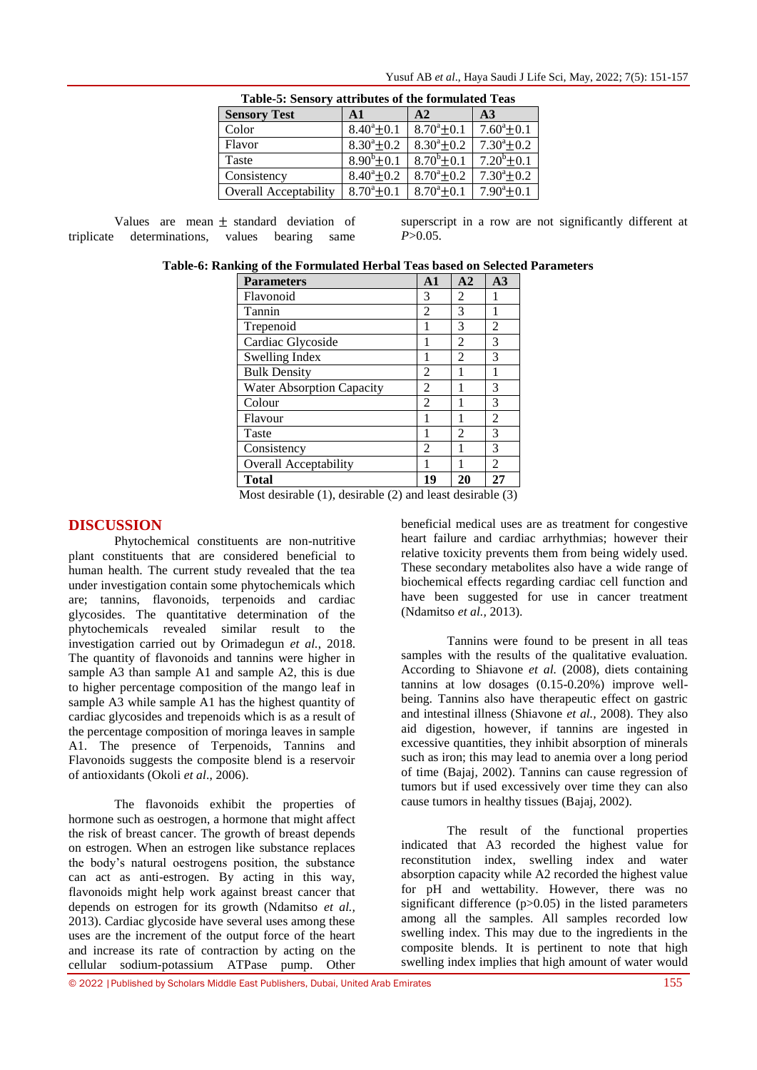**Table-5: Sensory attributes of the formulated Teas**

| Sensory Test | A1 | A2 | A3 |
|---|---|---|---|
| Color | $8.40^a±0.1$ | $8.70^a±0.1$ | $7.60^a±0.1$ |
| Flavor | $8.30^a±0.2$ | $8.30^a±0.2$ | $7.30^a±0.2$ |
| Taste | $8.90^b±0.1$ | $8.70^b±0.1$ | $7.20^b±0.1$ |
| Consistency | $8.40^a±0.2$ | $8.70^a±0.2$ | $7.30^a±0.2$ |
| Overall Acceptability | $8.70^a±0.1$ | $8.70^a±0.1$ | $7.90^a±0.1$ |

Values are mean ± standard deviation of triplicate determinations, values bearing same superscript in a row are not significantly different at $P>0.05$.

**Table-6: Ranking of the Formulated Herbal Teas based on Selected Parameters**

| Parameters | A1 | A2 | A3 |
|---|---|---|---|
| Flavonoid | 3 | 2 | 1 |
| Tannin | 2 | 3 | 1 |
| Trepenoid | 1 | 3 | 2 |
| Cardiac Glycoside | 1 | 2 | 3 |
| Swelling Index | 1 | 2 | 3 |
| Bulk Density | 2 | 1 | 1 |
| Water Absorption Capacity | 2 | 1 | 3 |
| Colour | 2 | 1 | 3 |
| Flavour | 1 | 1 | 2 |
| Taste | 1 | 2 | 3 |
| Consistency | 2 | 1 | 3 |
| Overall Acceptability | 1 | 1 | 2 |
| **Total** | **19** | **20** | **27** |

Most desirable (1), desirable (2) and least desirable (3)

## DISCUSSION

Phytochemical constituents are non-nutritive plant constituents that are considered beneficial to human health. The current study revealed that the tea under investigation contain some phytochemicals which are; tannins, flavonoids, terpenoids and cardiac glycosides. The quantitative determination of the phytochemicals revealed similar result to the investigation carried out by Orimadegun *et al.*, 2018. The quantity of flavonoids and tannins were higher in sample A3 than sample A1 and sample A2, this is due to higher percentage composition of the mango leaf in sample A3 while sample A1 has the highest quantity of cardiac glycosides and trepenoids which is as a result of the percentage composition of moringa leaves in sample A1. The presence of Terpenoids, Tannins and Flavonoids suggests the composite blend is a reservoir of antioxidants (Okoli *et al*., 2006).

The flavonoids exhibit the properties of hormone such as oestrogen, a hormone that might affect the risk of breast cancer. The growth of breast depends on estrogen. When an estrogen like substance replaces the body's natural oestrogens position, the substance can act as anti-estrogen. By acting in this way, flavonoids might help work against breast cancer that depends on estrogen for its growth (Ndamitso *et al.*, 2013). Cardiac glycoside have several uses among these uses are the increment of the output force of the heart and increase its rate of contraction by acting on the cellular sodium-potassium ATPase pump. Other beneficial medical uses are as treatment for congestive heart failure and cardiac arrhythmias; however their relative toxicity prevents them from being widely used. These secondary metabolites also have a wide range of biochemical effects regarding cardiac cell function and have been suggested for use in cancer treatment (Ndamitso *et al.*, 2013).

Tannins were found to be present in all teas samples with the results of the qualitative evaluation. According to Shiavone *et al.* (2008), diets containing tannins at low dosages (0.15-0.20%) improve well-being. Tannins also have therapeutic effect on gastric and intestinal illness (Shiavone *et al.*, 2008). They also aid digestion, however, if tannins are ingested in excessive quantities, they inhibit absorption of minerals such as iron; this may lead to anemia over a long period of time (Bajaj, 2002). Tannins can cause regression of tumors but if used excessively over time they can also cause tumors in healthy tissues (Bajaj, 2002).

The result of the functional properties indicated that A3 recorded the highest value for reconstitution index, swelling index and water absorption capacity while A2 recorded the highest value for pH and wettability. However, there was no significant difference ($p>0.05$) in the listed parameters among all the samples. All samples recorded low swelling index. This may due to the ingredients in the composite blends. It is pertinent to note that high swelling index implies that high amount of water would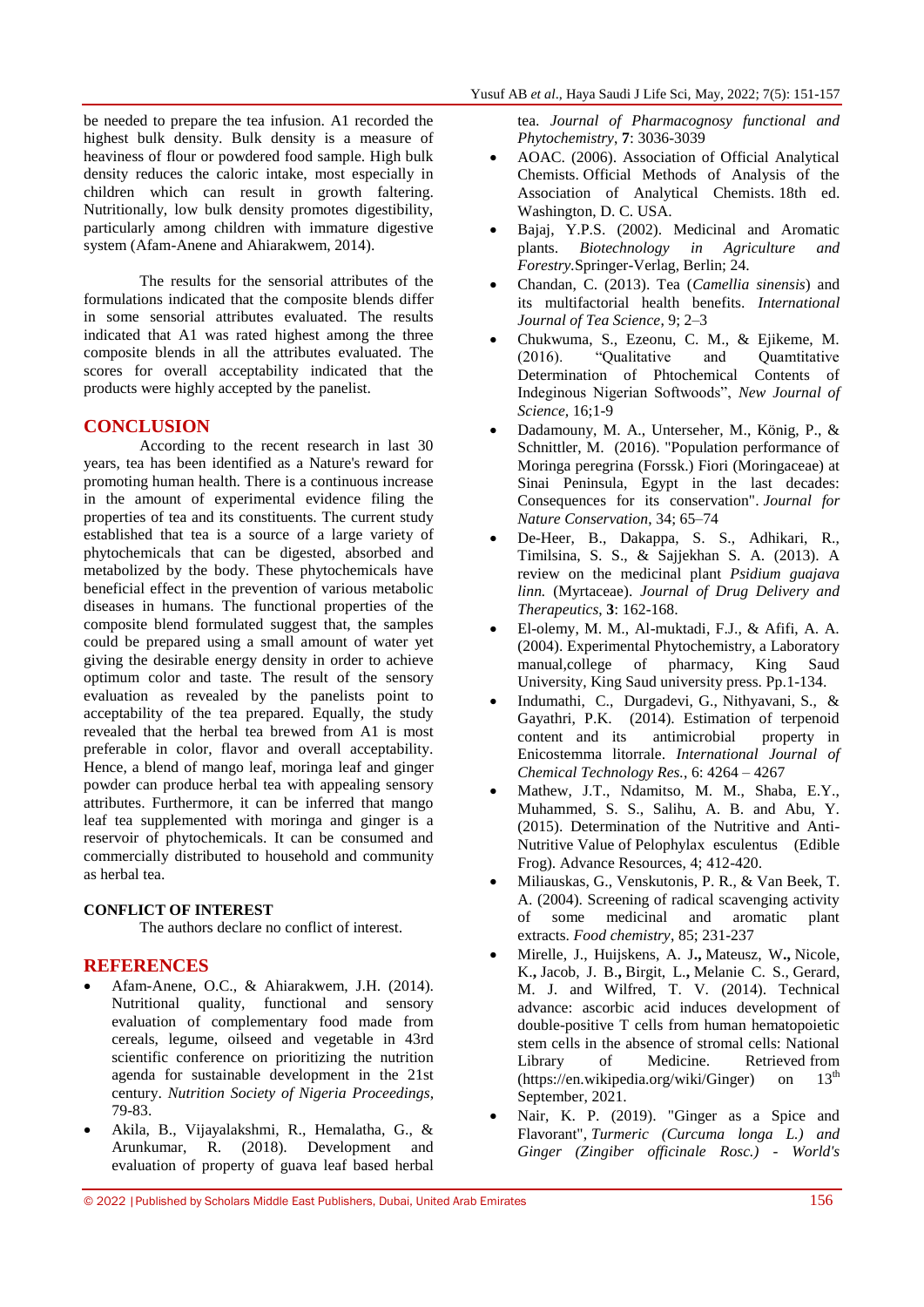be needed to prepare the tea infusion. A1 recorded the highest bulk density. Bulk density is a measure of heaviness of flour or powdered food sample. High bulk density reduces the caloric intake, most especially in children which can result in growth faltering. Nutritionally, low bulk density promotes digestibility, particularly among children with immature digestive system (Afam-Anene and Ahiarakwem, 2014).

The results for the sensorial attributes of the formulations indicated that the composite blends differ in some sensorial attributes evaluated. The results indicated that A1 was rated highest among the three composite blends in all the attributes evaluated. The scores for overall acceptability indicated that the products were highly accepted by the panelist.

## CONCLUSION

According to the recent research in last 30 years, tea has been identified as a Nature's reward for promoting human health. There is a continuous increase in the amount of experimental evidence filing the properties of tea and its constituents. The current study established that tea is a source of a large variety of phytochemicals that can be digested, absorbed and metabolized by the body. These phytochemicals have beneficial effect in the prevention of various metabolic diseases in humans. The functional properties of the composite blend formulated suggest that, the samples could be prepared using a small amount of water yet giving the desirable energy density in order to achieve optimum color and taste. The result of the sensory evaluation as revealed by the panelists point to acceptability of the tea prepared. Equally, the study revealed that the herbal tea brewed from A1 is most preferable in color, flavor and overall acceptability. Hence, a blend of mango leaf, moringa leaf and ginger powder can produce herbal tea with appealing sensory attributes. Furthermore, it can be inferred that mango leaf tea supplemented with moringa and ginger is a reservoir of phytochemicals. It can be consumed and commercially distributed to household and community as herbal tea.

### CONFLICT OF INTEREST

The authors declare no conflict of interest.

## REFERENCES

- Afam-Anene, O.C., & Ahiarakwem, J.H. (2014). Nutritional quality, functional and sensory evaluation of complementary food made from cereals, legume, oilseed and vegetable in 43rd scientific conference on prioritizing the nutrition agenda for sustainable development in the 21st century. *Nutrition Society of Nigeria Proceedings*, 79-83.
- Akila, B., Vijayalakshmi, R., Hemalatha, G., & Arunkumar, R. (2018). Development and evaluation of property of guava leaf based herbal tea. *Journal of Pharmacognosy functional and Phytochemistry*, **7**: 3036-3039
- AOAC. (2006). Association of Official Analytical Chemists. Official Methods of Analysis of the Association of Analytical Chemists. 18th ed. Washington, D. C. USA.
- Bajaj, Y.P.S. (2002). Medicinal and Aromatic plants. *Biotechnology in Agriculture and Forestry*.Springer-Verlag, Berlin; 24.
- Chandan, C. (2013). Tea (*Camellia sinensis*) and its multifactorial health benefits. *International Journal of Tea Science*, 9; 2–3
- Chukwuma, S., Ezeonu, C. M., & Ejikeme, M. (2016). "Qualitative and Quamtitative Determination of Phtochemical Contents of Indeginous Nigerian Softwoods", *New Journal of Science*, 16;1-9
- Dadamouny, M. A., Unterseher, M., König, P., & Schnittler, M. (2016). "Population performance of Moringa peregrina (Forssk.) Fiori (Moringaceae) at Sinai Peninsula, Egypt in the last decades: Consequences for its conservation". *Journal for Nature Conservation*, 34; 65–74
- De-Heer, B., Dakappa, S. S., Adhikari, R., Timilsina, S. S., & Sajjekhan S. A. (2013). A review on the medicinal plant *Psidium guajava linn.* (Myrtaceae). *Journal of Drug Delivery and Therapeutics*, **3**: 162-168.
- El-olemy, M. M., Al-muktadi, F.J., & Afifi, A. A. (2004). Experimental Phytochemistry, a Laboratory manual,college of pharmacy, King Saud University, King Saud university press. Pp.1-134.
- Indumathi, C., Durgadevi, G., Nithyavani, S., & Gayathri, P.K. (2014). Estimation of terpenoid content and its antimicrobial property in Enicostemma litorrale. *International Journal of Chemical Technology Res.*, 6: 4264 – 4267
- Mathew, J.T., Ndamitso, M. M., Shaba, E.Y., Muhammed, S. S., Salihu, A. B. and Abu, Y. (2015). Determination of the Nutritive and Anti-Nutritive Value of Pelophylax esculentus (Edible Frog). Advance Resources, 4; 412-420.
- Miliauskas, G., Venskutonis, P. R., & Van Beek, T. A. (2004). Screening of radical scavenging activity of some medicinal and aromatic plant extracts. *Food chemistry*, 85; 231-237
- Mirelle, J., Huijskens, A. J**.,** Mateusz, W**.,** Nicole, K**.,** Jacob, J. B**.,** Birgit, L**.,** Melanie C. S., Gerard, M. J. and Wilfred, T. V. (2014). Technical advance: ascorbic acid induces development of double-positive T cells from human hematopoietic stem cells in the absence of stromal cells: National Library of Medicine. Retrieved from (https://en.wikipedia.org/wiki/Ginger) on 13th September, 2021.
- Nair, K. P. (2019). "Ginger as a Spice and Flavorant", *Turmeric (Curcuma longa L.) and Ginger (Zingiber officinale Rosc.) - World's*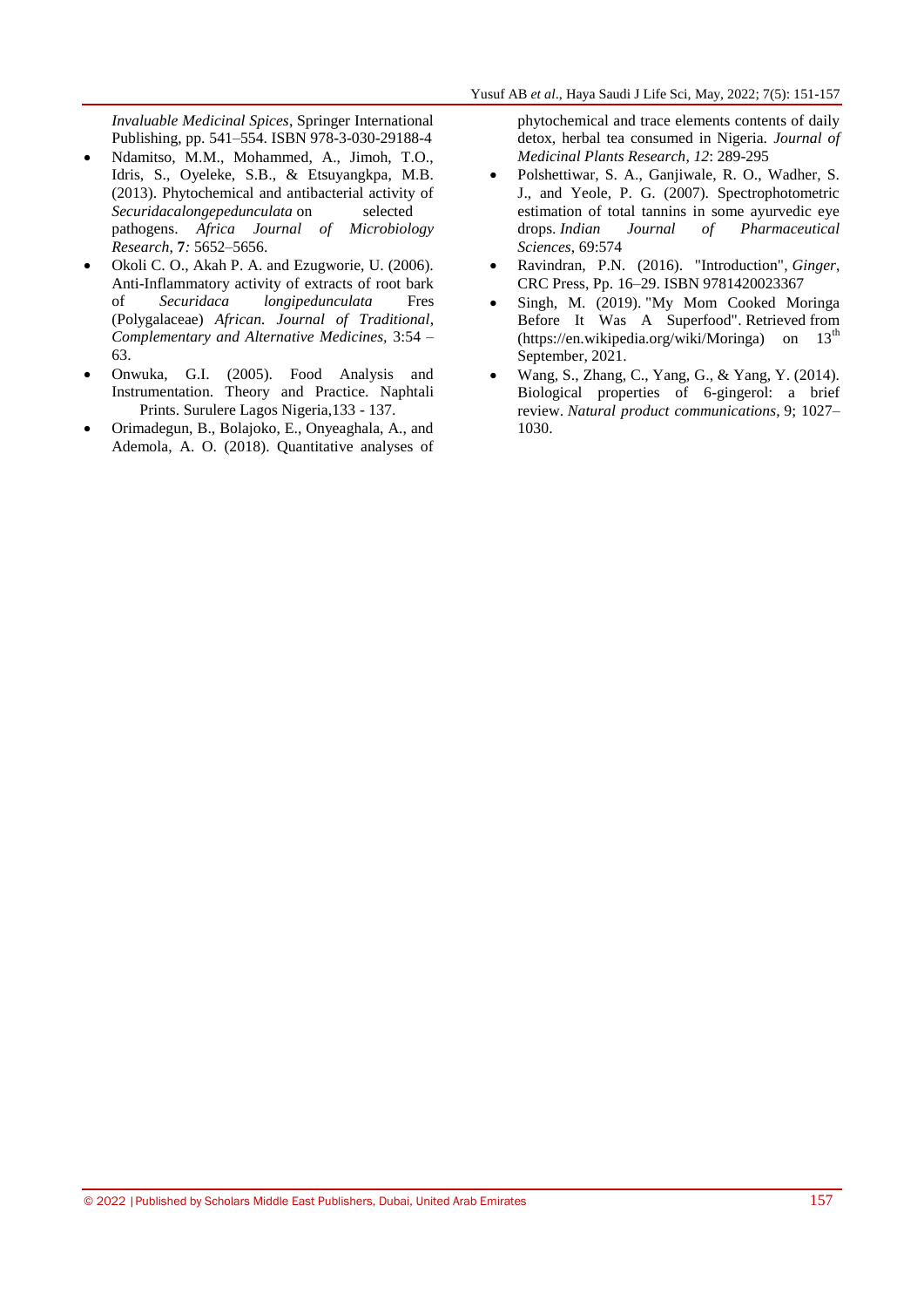*Invaluable Medicinal Spices*, Springer International Publishing, pp. 541–554. ISBN 978-3-030-29188-4

- Ndamitso, M.M., Mohammed, A., Jimoh, T.O., Idris, S., Oyeleke, S.B., & Etsuyangkpa, M.B. (2013). Phytochemical and antibacterial activity of *Securidacalongepedunculata* on selected pathogens. *Africa Journal of Microbiology Research,* **7***:* 5652–5656.
- Okoli C. O., Akah P. A. and Ezugworie, U. (2006). Anti-Inflammatory activity of extracts of root bark of *Securidaca longipedunculata* Fres (Polygalaceae) *African. Journal of Traditional, Complementary and Alternative Medicines,* 3:54 – 63.
- Onwuka, G.I. (2005). Food Analysis and Instrumentation. Theory and Practice. Naphtali Prints. Surulere Lagos Nigeria,133 - 137.
- Orimadegun, B., Bolajoko, E., Onyeaghala, A., and Ademola, A. O. (2018). Quantitative analyses of phytochemical and trace elements contents of daily detox, herbal tea consumed in Nigeria. *Journal of Medicinal Plants Research*, *12*: 289-295
- Polshettiwar, S. A., Ganjiwale, R. O., Wadher, S. J., and Yeole, P. G. (2007). Spectrophotometric estimation of total tannins in some ayurvedic eye drops. *Indian Journal of Pharmaceutical Sciences*, 69:574
- Ravindran, P.N. (2016). "Introduction", *Ginger*, CRC Press, Pp. 16–29. ISBN 9781420023367
- Singh, M. (2019). "My Mom Cooked Moringa Before It Was A Superfood". Retrieved from (https://en.wikipedia.org/wiki/Moringa) on 13th September, 2021.
- Wang, S., Zhang, C., Yang, G., & Yang, Y. (2014). Biological properties of 6-gingerol: a brief review. *Natural product communications*, 9; 1027–1030.